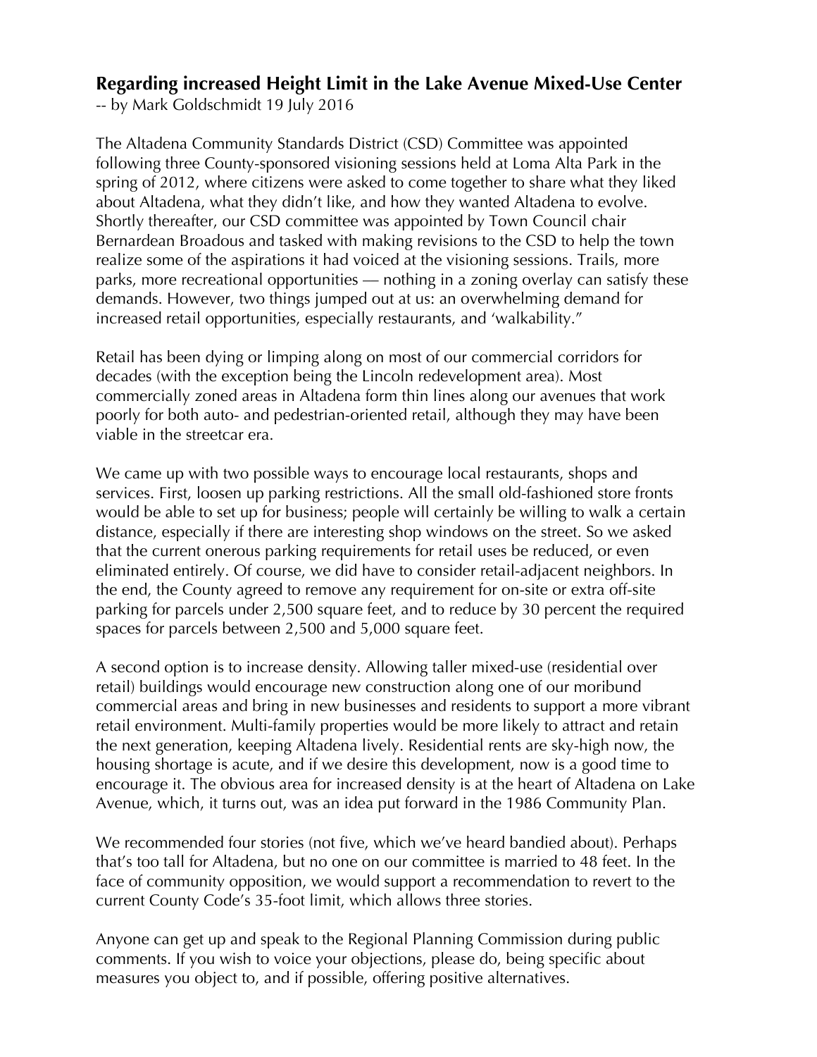## Regarding increased Height Limit in the Lake Avenue Mixed-Use Center

-- by Mark Goldschmidt 19 July 2016

The Altadena Community Standards District (CSD) Committee was appointed following three County-sponsored visioning sessions held at Loma Alta Park in the spring of 2012, where citizens were asked to come together to share what they liked about Altadena, what they didn't like, and how they wanted Altadena to evolve. Shortly thereafter, our CSD committee was appointed by Town Council chair Bernardean Broadous and tasked with making revisions to the CSD to help the town realize some of the aspirations it had voiced at the visioning sessions. Trails, more parks, more recreational opportunities — nothing in a zoning overlay can satisfy these demands. However, two things jumped out at us: an overwhelming demand for increased retail opportunities, especially restaurants, and 'walkability."

Retail has been dying or limping along on most of our commercial corridors for decades (with the exception being the Lincoln redevelopment area). Most commercially zoned areas in Altadena form thin lines along our avenues that work poorly for both auto- and pedestrian-oriented retail, although they may have been viable in the streetcar era.

We came up with two possible ways to encourage local restaurants, shops and services. First, loosen up parking restrictions. All the small old-fashioned store fronts would be able to set up for business; people will certainly be willing to walk a certain distance, especially if there are interesting shop windows on the street. So we asked that the current onerous parking requirements for retail uses be reduced, or even eliminated entirely. Of course, we did have to consider retail-adjacent neighbors. In the end, the County agreed to remove any requirement for on-site or extra off-site parking for parcels under 2,500 square feet, and to reduce by 30 percent the required spaces for parcels between 2,500 and 5,000 square feet.

A second option is to increase density. Allowing taller mixed-use (residential over retail) buildings would encourage new construction along one of our moribund commercial areas and bring in new businesses and residents to support a more vibrant retail environment. Multi-family properties would be more likely to attract and retain the next generation, keeping Altadena lively. Residential rents are sky-high now, the housing shortage is acute, and if we desire this development, now is a good time to encourage it. The obvious area for increased density is at the heart of Altadena on Lake Avenue, which, it turns out, was an idea put forward in the 1986 Community Plan.

We recommended four stories (not five, which we've heard bandied about). Perhaps that's too tall for Altadena, but no one on our committee is married to 48 feet. In the face of community opposition, we would support a recommendation to revert to the current County Code's 35-foot limit, which allows three stories.

Anyone can get up and speak to the Regional Planning Commission during public comments. If you wish to voice your objections, please do, being specific about measures you object to, and if possible, offering positive alternatives.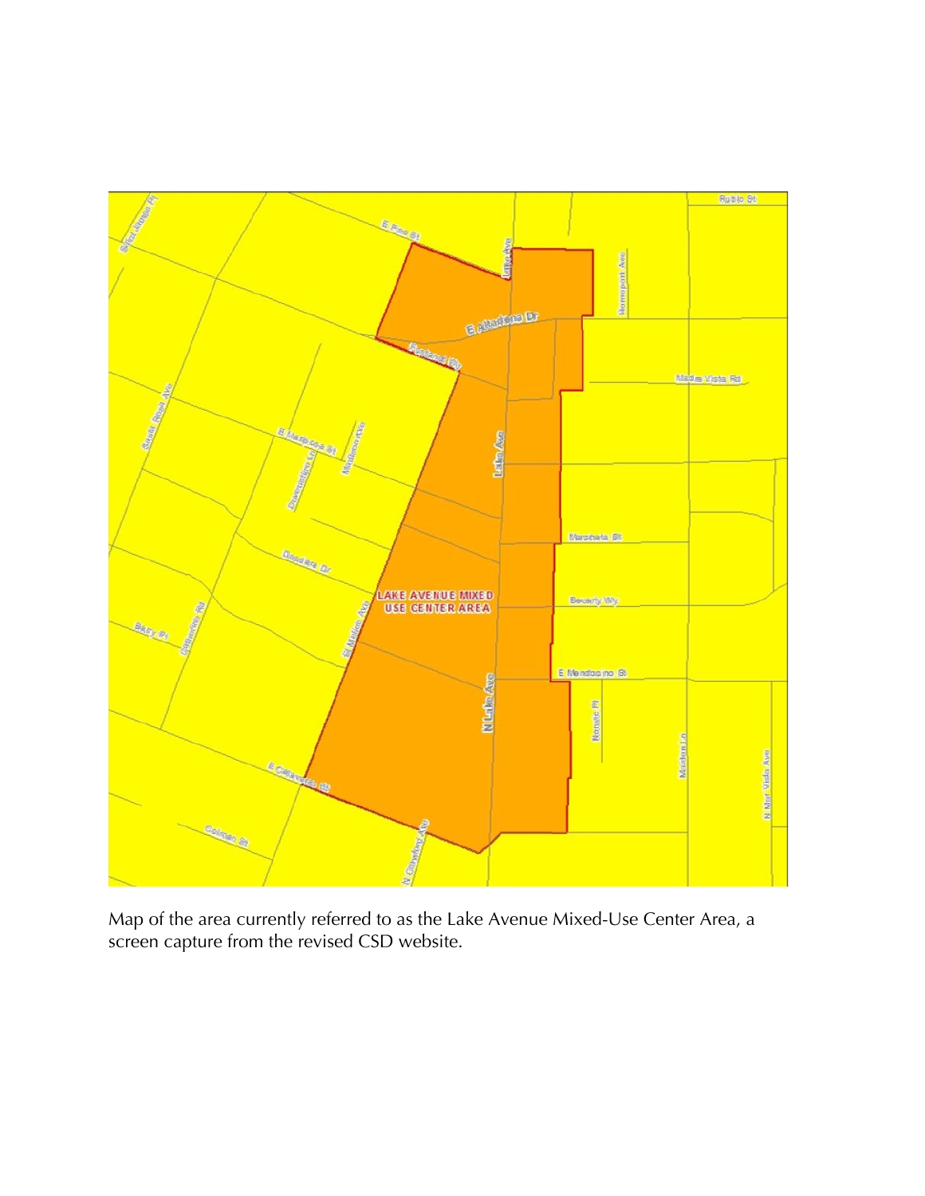Rubio St

E Pine St

Lake Ave

Homepark Ave

E Altadena Dr

Fontanet Wy

Madre Vista Rd

Santa Rosa Ave

E Mariposa St

Lake Ave

Marcheta St

Boulder Dr

LAKE AVENUE MIXED USE CENTER AREA

Beverly Wy

St Melion Ave

E Mendocino St

N Lake Ave

Madison Ln

N Mar Vista Ave

E Calaveras St

Colman St

N Glenrose Ave

Map of the area currently referred to as the Lake Avenue Mixed-Use Center Area, a screen capture from the revised CSD website.